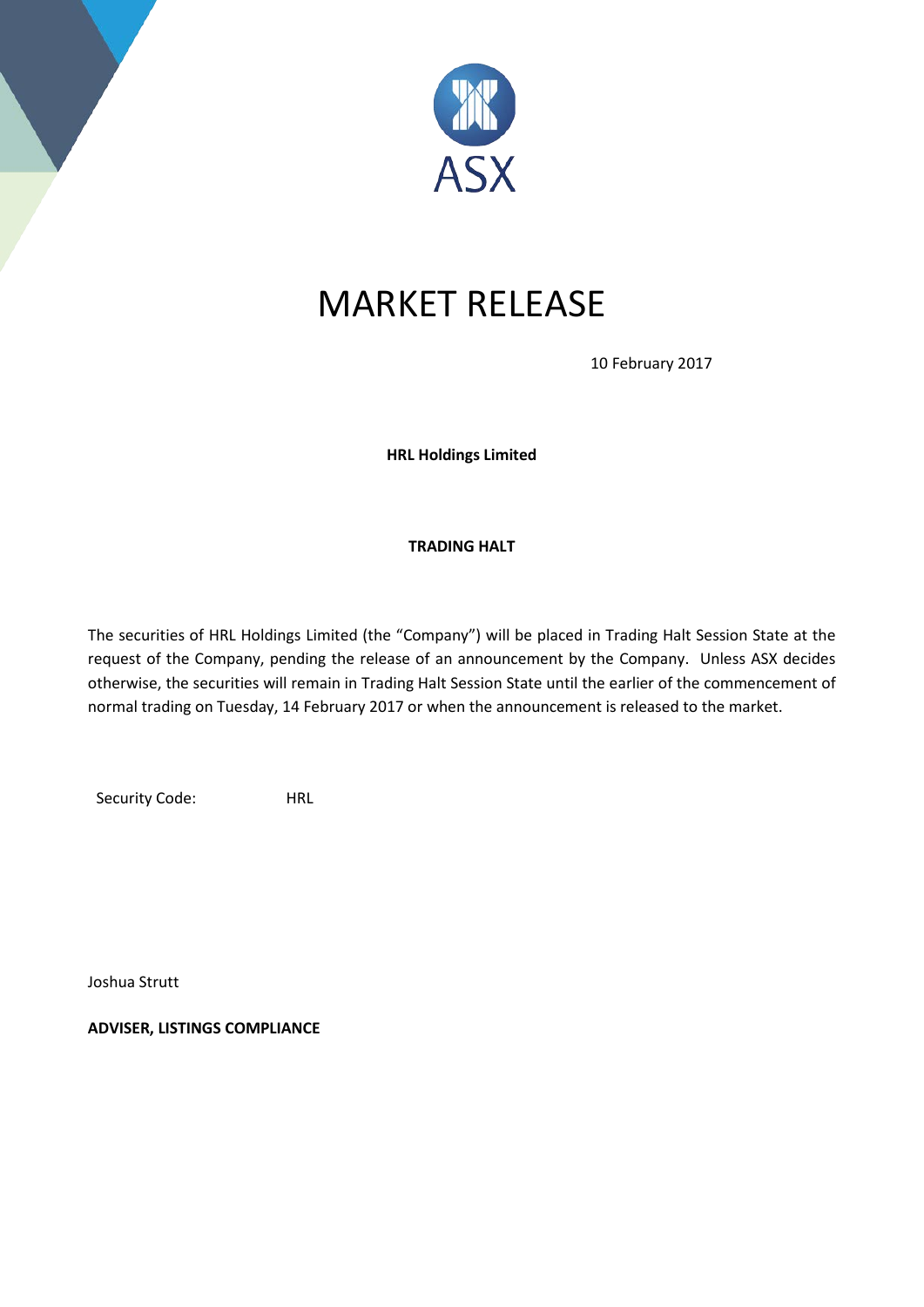# MARKET RELEASE

10 February 2017

**HRL Holdings Limited**

**TRADING HALT**

The securities of HRL Holdings Limited (the "Company") will be placed in Trading Halt Session State at the request of the Company, pending the release of an announcement by the Company. Unless ASX decides otherwise, the securities will remain in Trading Halt Session State until the earlier of the commencement of normal trading on Tuesday, 14 February 2017 or when the announcement is released to the market.

Security Code: HRL

Joshua Strutt

**ADVISER, LISTINGS COMPLIANCE**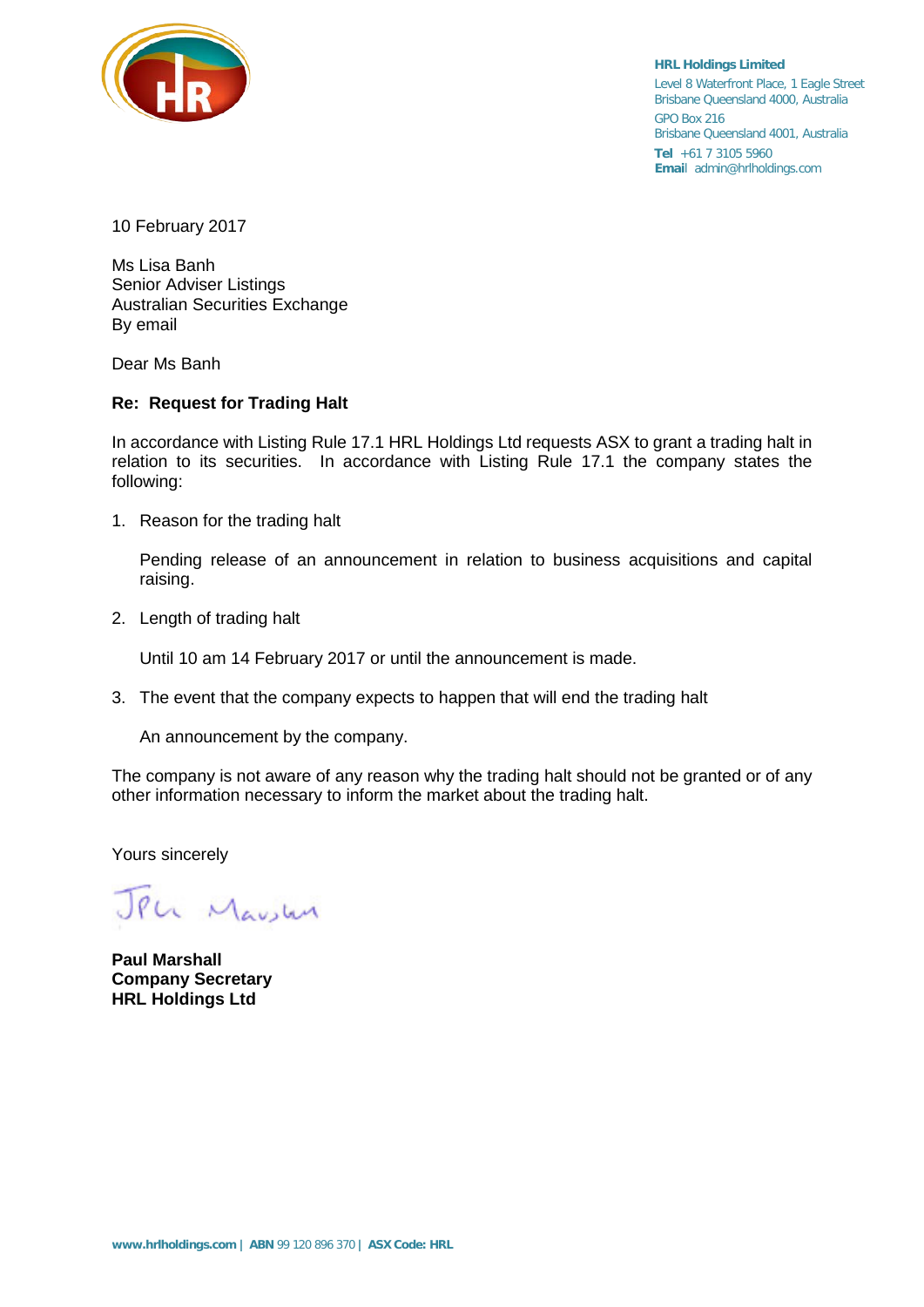**HRL Holdings Limited**
Level 8 Waterfront Place, 1 Eagle Street
Brisbane Queensland 4000, Australia
GPO Box 216
Brisbane Queensland 4001, Australia
**Tel** +61 7 3105 5960
**Email** admin@hrlholdings.com

10 February 2017

Ms Lisa Banh
Senior Adviser Listings
Australian Securities Exchange
By email

Dear Ms Banh

**Re: Request for Trading Halt**

In accordance with Listing Rule 17.1 HRL Holdings Ltd requests ASX to grant a trading halt in relation to its securities. In accordance with Listing Rule 17.1 the company states the following:

1. Reason for the trading halt

   Pending release of an announcement in relation to business acquisitions and capital raising.

2. Length of trading halt

   Until 10 am 14 February 2017 or until the announcement is made.

3. The event that the company expects to happen that will end the trading halt

   An announcement by the company.

The company is not aware of any reason why the trading halt should not be granted or of any other information necessary to inform the market about the trading halt.

Yours sincerely

**Paul Marshall**
**Company Secretary**
**HRL Holdings Ltd**

**www.hrlholdings.com** | **ABN** 99 120 896 370 | **ASX Code: HRL**